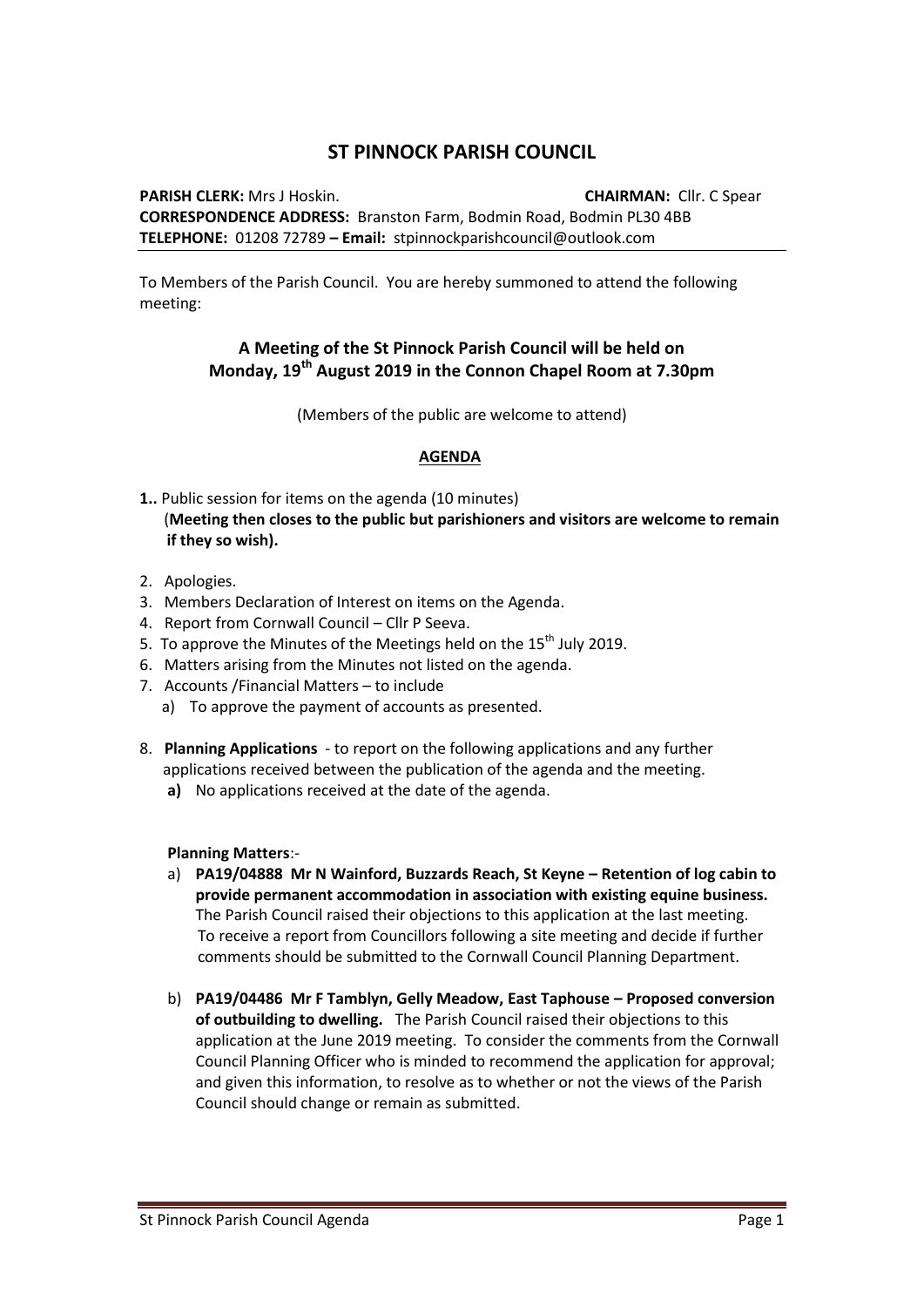# ST PINNOCK PARISH COUNCIL

**PARISH CLERK:** Mrs J Hoskin. **CHAIRMAN:** Cllr. C Spear
**CORRESPONDENCE ADDRESS:** Branston Farm, Bodmin Road, Bodmin PL30 4BB
**TELEPHONE:** 01208 72789 **– Email:** stpinnockparishcouncil@outlook.com

---

To Members of the Parish Council. You are hereby summoned to attend the following meeting:

## A Meeting of the St Pinnock Parish Council will be held on Monday, 19th August 2019 in the Connon Chapel Room at 7.30pm

(Members of the public are welcome to attend)

**AGENDA**

**1..** Public session for items on the agenda (10 minutes)
(**Meeting then closes to the public but parishioners and visitors are welcome to remain if they so wish).**

2. Apologies.
3. Members Declaration of Interest on items on the Agenda.
4. Report from Cornwall Council – Cllr P Seeva.
5. To approve the Minutes of the Meetings held on the 15th July 2019.
6. Matters arising from the Minutes not listed on the agenda.
7. Accounts /Financial Matters – to include
   a) To approve the payment of accounts as presented.

8. **Planning Applications** - to report on the following applications and any further applications received between the publication of the agenda and the meeting.
   **a)** No applications received at the date of the agenda.

   **Planning Matters**:-
   a) **PA19/04888 Mr N Wainford, Buzzards Reach, St Keyne – Retention of log cabin to provide permanent accommodation in association with existing equine business.** The Parish Council raised their objections to this application at the last meeting. To receive a report from Councillors following a site meeting and decide if further comments should be submitted to the Cornwall Council Planning Department.

   b) **PA19/04486 Mr F Tamblyn, Gelly Meadow, East Taphouse – Proposed conversion of outbuilding to dwelling.** The Parish Council raised their objections to this application at the June 2019 meeting. To consider the comments from the Cornwall Council Planning Officer who is minded to recommend the application for approval; and given this information, to resolve as to whether or not the views of the Parish Council should change or remain as submitted.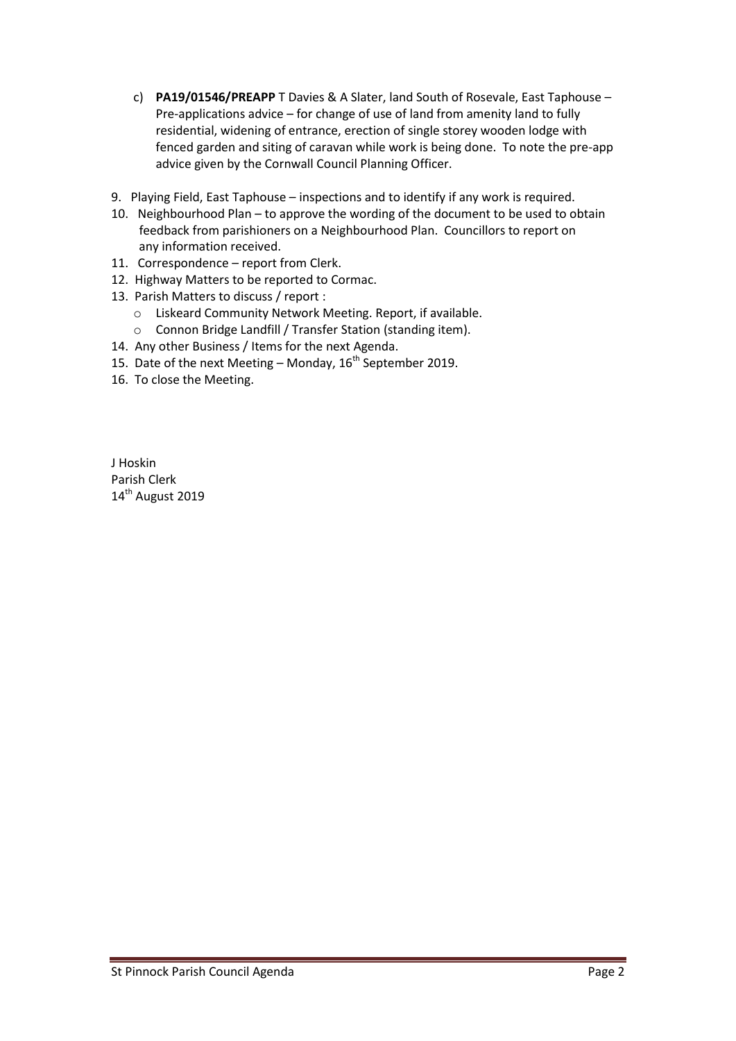c) **PA19/01546/PREAPP** T Davies & A Slater, land South of Rosevale, East Taphouse – Pre-applications advice – for change of use of land from amenity land to fully residential, widening of entrance, erection of single storey wooden lodge with fenced garden and siting of caravan while work is being done. To note the pre-app advice given by the Cornwall Council Planning Officer.

9. Playing Field, East Taphouse – inspections and to identify if any work is required.
10. Neighbourhood Plan – to approve the wording of the document to be used to obtain feedback from parishioners on a Neighbourhood Plan. Councillors to report on any information received.
11. Correspondence – report from Clerk.
12. Highway Matters to be reported to Cormac.
13. Parish Matters to discuss / report :
    - Liskeard Community Network Meeting. Report, if available.
    - Connon Bridge Landfill / Transfer Station (standing item).
14. Any other Business / Items for the next Agenda.
15. Date of the next Meeting – Monday, 16th September 2019.
16. To close the Meeting.

J Hoskin
Parish Clerk
14th August 2019